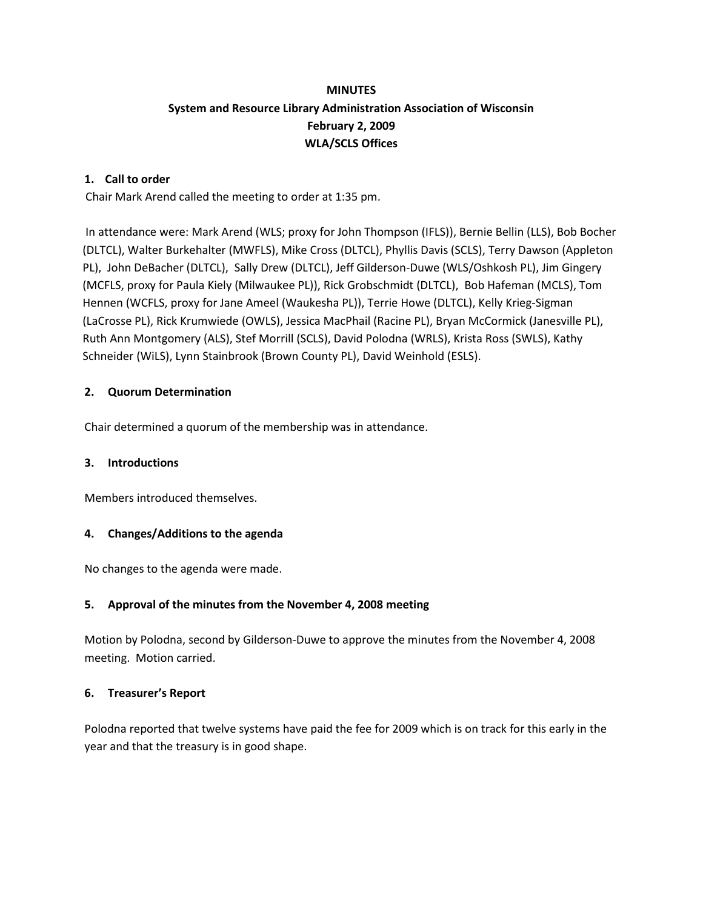**MINUTES**

**System and Resource Library Administration Association of Wisconsin**

**February 2, 2009**

**WLA/SCLS Offices**

### 1. Call to order

Chair Mark Arend called the meeting to order at 1:35 pm.

In attendance were: Mark Arend (WLS; proxy for John Thompson (IFLS)), Bernie Bellin (LLS), Bob Bocher (DLTCL), Walter Burkehalter (MWFLS), Mike Cross (DLTCL), Phyllis Davis (SCLS), Terry Dawson (Appleton PL), John DeBacher (DLTCL), Sally Drew (DLTCL), Jeff Gilderson-Duwe (WLS/Oshkosh PL), Jim Gingery (MCFLS, proxy for Paula Kiely (Milwaukee PL)), Rick Grobschmidt (DLTCL), Bob Hafeman (MCLS), Tom Hennen (WCFLS, proxy for Jane Ameel (Waukesha PL)), Terrie Howe (DLTCL), Kelly Krieg-Sigman (LaCrosse PL), Rick Krumwiede (OWLS), Jessica MacPhail (Racine PL), Bryan McCormick (Janesville PL), Ruth Ann Montgomery (ALS), Stef Morrill (SCLS), David Polodna (WRLS), Krista Ross (SWLS), Kathy Schneider (WiLS), Lynn Stainbrook (Brown County PL), David Weinhold (ESLS).

### 2. Quorum Determination

Chair determined a quorum of the membership was in attendance.

### 3. Introductions

Members introduced themselves.

### 4. Changes/Additions to the agenda

No changes to the agenda were made.

### 5. Approval of the minutes from the November 4, 2008 meeting

Motion by Polodna, second by Gilderson-Duwe to approve the minutes from the November 4, 2008 meeting. Motion carried.

### 6. Treasurer's Report

Polodna reported that twelve systems have paid the fee for 2009 which is on track for this early in the year and that the treasury is in good shape.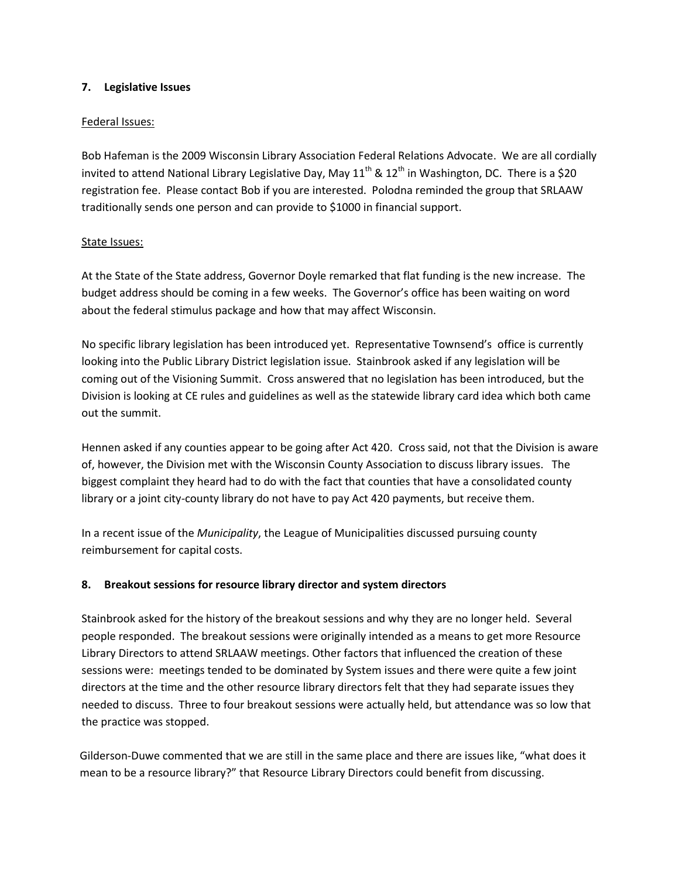### 7. Legislative Issues

Federal Issues:

Bob Hafeman is the 2009 Wisconsin Library Association Federal Relations Advocate. We are all cordially invited to attend National Library Legislative Day, May 11th & 12th in Washington, DC. There is a $20 registration fee. Please contact Bob if you are interested. Polodna reminded the group that SRLAAW traditionally sends one person and can provide to $1000 in financial support.

State Issues:

At the State of the State address, Governor Doyle remarked that flat funding is the new increase. The budget address should be coming in a few weeks. The Governor's office has been waiting on word about the federal stimulus package and how that may affect Wisconsin.

No specific library legislation has been introduced yet. Representative Townsend's office is currently looking into the Public Library District legislation issue. Stainbrook asked if any legislation will be coming out of the Visioning Summit. Cross answered that no legislation has been introduced, but the Division is looking at CE rules and guidelines as well as the statewide library card idea which both came out the summit.

Hennen asked if any counties appear to be going after Act 420. Cross said, not that the Division is aware of, however, the Division met with the Wisconsin County Association to discuss library issues. The biggest complaint they heard had to do with the fact that counties that have a consolidated county library or a joint city-county library do not have to pay Act 420 payments, but receive them.

In a recent issue of the *Municipality*, the League of Municipalities discussed pursuing county reimbursement for capital costs.

### 8. Breakout sessions for resource library director and system directors

Stainbrook asked for the history of the breakout sessions and why they are no longer held. Several people responded. The breakout sessions were originally intended as a means to get more Resource Library Directors to attend SRLAAW meetings. Other factors that influenced the creation of these sessions were: meetings tended to be dominated by System issues and there were quite a few joint directors at the time and the other resource library directors felt that they had separate issues they needed to discuss. Three to four breakout sessions were actually held, but attendance was so low that the practice was stopped.

Gilderson-Duwe commented that we are still in the same place and there are issues like, "what does it mean to be a resource library?" that Resource Library Directors could benefit from discussing.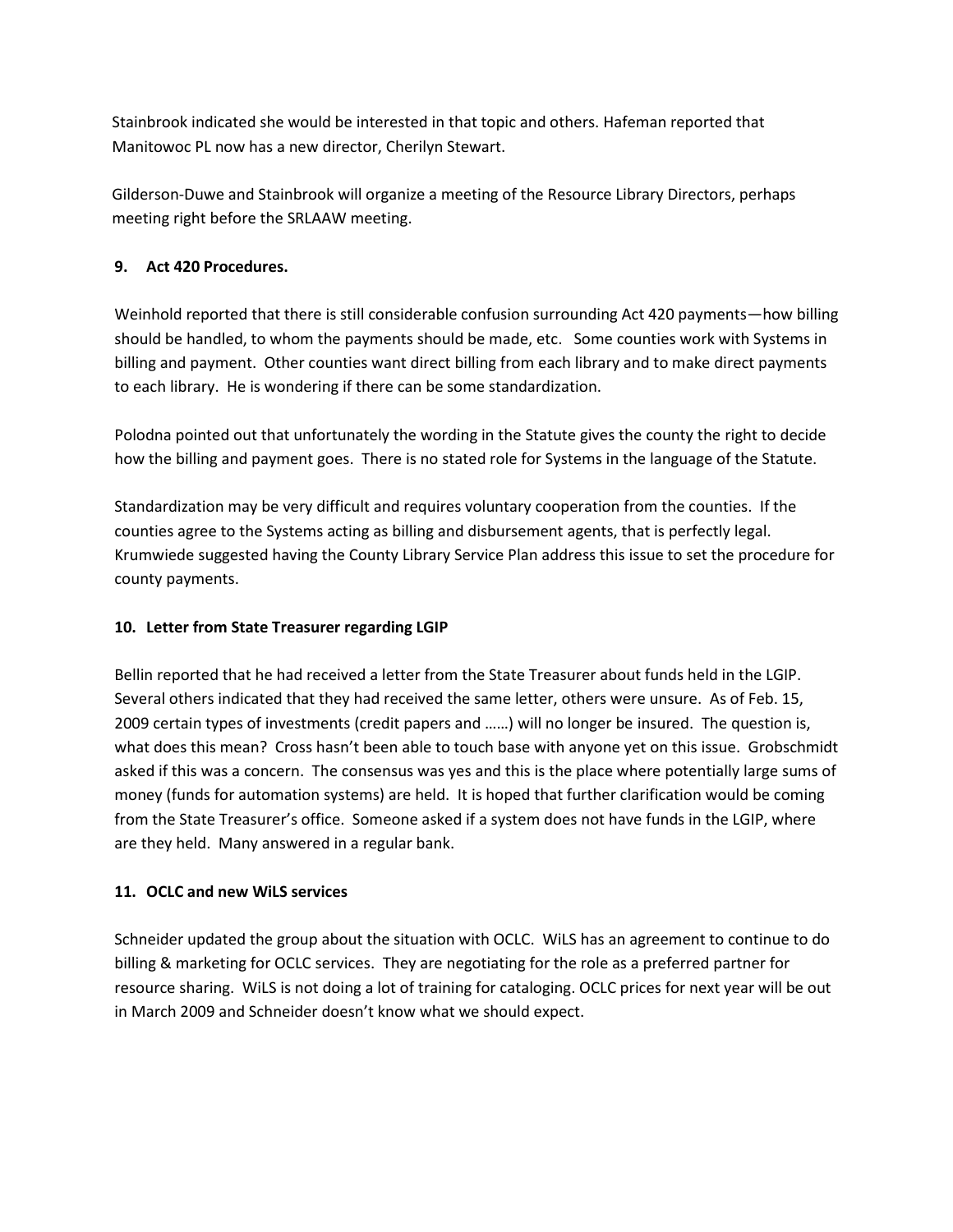Stainbrook indicated she would be interested in that topic and others. Hafeman reported that Manitowoc PL now has a new director, Cherilyn Stewart.

Gilderson-Duwe and Stainbrook will organize a meeting of the Resource Library Directors, perhaps meeting right before the SRLAAW meeting.

**9. Act 420 Procedures.**

Weinhold reported that there is still considerable confusion surrounding Act 420 payments—how billing should be handled, to whom the payments should be made, etc. Some counties work with Systems in billing and payment. Other counties want direct billing from each library and to make direct payments to each library. He is wondering if there can be some standardization.

Polodna pointed out that unfortunately the wording in the Statute gives the county the right to decide how the billing and payment goes. There is no stated role for Systems in the language of the Statute.

Standardization may be very difficult and requires voluntary cooperation from the counties. If the counties agree to the Systems acting as billing and disbursement agents, that is perfectly legal. Krumwiede suggested having the County Library Service Plan address this issue to set the procedure for county payments.

**10. Letter from State Treasurer regarding LGIP**

Bellin reported that he had received a letter from the State Treasurer about funds held in the LGIP. Several others indicated that they had received the same letter, others were unsure. As of Feb. 15, 2009 certain types of investments (credit papers and ……) will no longer be insured. The question is, what does this mean? Cross hasn't been able to touch base with anyone yet on this issue. Grobschmidt asked if this was a concern. The consensus was yes and this is the place where potentially large sums of money (funds for automation systems) are held. It is hoped that further clarification would be coming from the State Treasurer's office. Someone asked if a system does not have funds in the LGIP, where are they held. Many answered in a regular bank.

**11. OCLC and new WiLS services**

Schneider updated the group about the situation with OCLC. WiLS has an agreement to continue to do billing & marketing for OCLC services. They are negotiating for the role as a preferred partner for resource sharing. WiLS is not doing a lot of training for cataloging. OCLC prices for next year will be out in March 2009 and Schneider doesn't know what we should expect.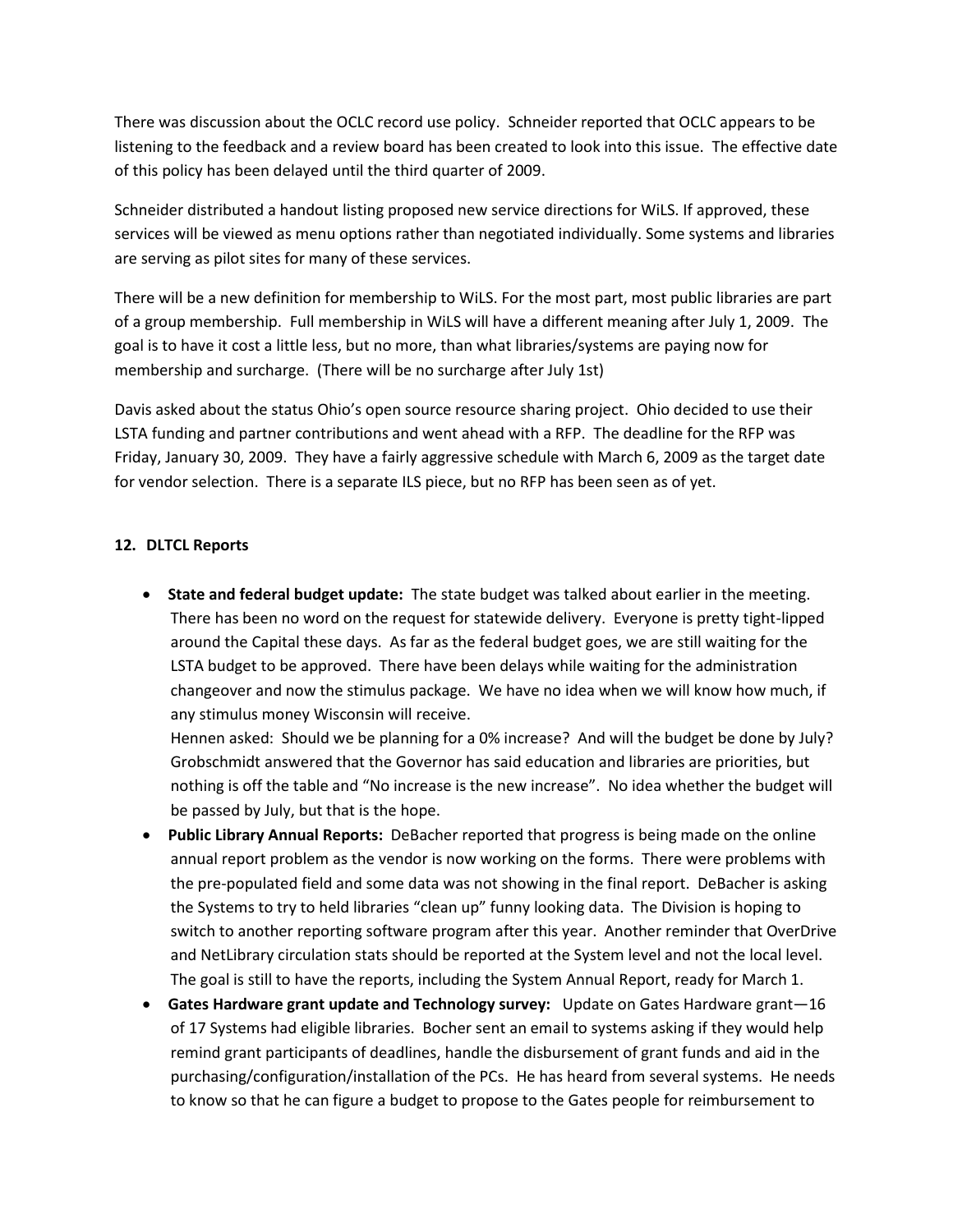There was discussion about the OCLC record use policy. Schneider reported that OCLC appears to be listening to the feedback and a review board has been created to look into this issue. The effective date of this policy has been delayed until the third quarter of 2009.

Schneider distributed a handout listing proposed new service directions for WiLS. If approved, these services will be viewed as menu options rather than negotiated individually. Some systems and libraries are serving as pilot sites for many of these services.

There will be a new definition for membership to WiLS. For the most part, most public libraries are part of a group membership. Full membership in WiLS will have a different meaning after July 1, 2009. The goal is to have it cost a little less, but no more, than what libraries/systems are paying now for membership and surcharge. (There will be no surcharge after July 1st)

Davis asked about the status Ohio's open source resource sharing project. Ohio decided to use their LSTA funding and partner contributions and went ahead with a RFP. The deadline for the RFP was Friday, January 30, 2009. They have a fairly aggressive schedule with March 6, 2009 as the target date for vendor selection. There is a separate ILS piece, but no RFP has been seen as of yet.

**12. DLTCL Reports**

- **State and federal budget update:** The state budget was talked about earlier in the meeting. There has been no word on the request for statewide delivery. Everyone is pretty tight-lipped around the Capital these days. As far as the federal budget goes, we are still waiting for the LSTA budget to be approved. There have been delays while waiting for the administration changeover and now the stimulus package. We have no idea when we will know how much, if any stimulus money Wisconsin will receive.
  Hennen asked: Should we be planning for a 0% increase? And will the budget be done by July? Grobschmidt answered that the Governor has said education and libraries are priorities, but nothing is off the table and "No increase is the new increase". No idea whether the budget will be passed by July, but that is the hope.
- **Public Library Annual Reports:** DeBacher reported that progress is being made on the online annual report problem as the vendor is now working on the forms. There were problems with the pre-populated field and some data was not showing in the final report. DeBacher is asking the Systems to try to held libraries "clean up" funny looking data. The Division is hoping to switch to another reporting software program after this year. Another reminder that OverDrive and NetLibrary circulation stats should be reported at the System level and not the local level. The goal is still to have the reports, including the System Annual Report, ready for March 1.
- **Gates Hardware grant update and Technology survey:** Update on Gates Hardware grant—16 of 17 Systems had eligible libraries. Bocher sent an email to systems asking if they would help remind grant participants of deadlines, handle the disbursement of grant funds and aid in the purchasing/configuration/installation of the PCs. He has heard from several systems. He needs to know so that he can figure a budget to propose to the Gates people for reimbursement to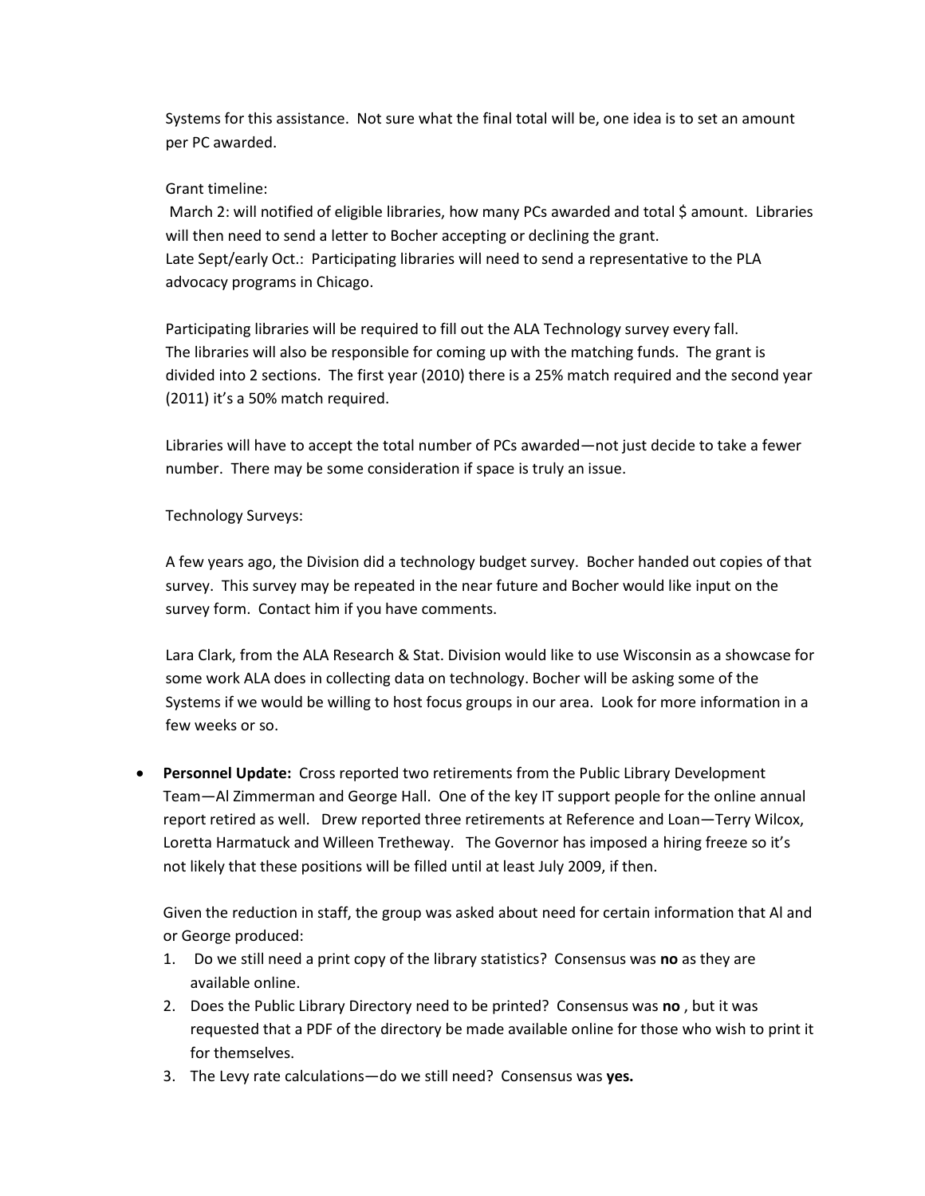Systems for this assistance. Not sure what the final total will be, one idea is to set an amount per PC awarded.

Grant timeline:
March 2: will notified of eligible libraries, how many PCs awarded and total $ amount. Libraries will then need to send a letter to Bocher accepting or declining the grant.
Late Sept/early Oct.: Participating libraries will need to send a representative to the PLA advocacy programs in Chicago.

Participating libraries will be required to fill out the ALA Technology survey every fall. The libraries will also be responsible for coming up with the matching funds. The grant is divided into 2 sections. The first year (2010) there is a 25% match required and the second year (2011) it's a 50% match required.

Libraries will have to accept the total number of PCs awarded—not just decide to take a fewer number. There may be some consideration if space is truly an issue.

Technology Surveys:

A few years ago, the Division did a technology budget survey. Bocher handed out copies of that survey. This survey may be repeated in the near future and Bocher would like input on the survey form. Contact him if you have comments.

Lara Clark, from the ALA Research & Stat. Division would like to use Wisconsin as a showcase for some work ALA does in collecting data on technology. Bocher will be asking some of the Systems if we would be willing to host focus groups in our area. Look for more information in a few weeks or so.

- **Personnel Update:** Cross reported two retirements from the Public Library Development Team—Al Zimmerman and George Hall. One of the key IT support people for the online annual report retired as well. Drew reported three retirements at Reference and Loan—Terry Wilcox, Loretta Harmatuck and Willeen Tretheway. The Governor has imposed a hiring freeze so it's not likely that these positions will be filled until at least July 2009, if then.

  Given the reduction in staff, the group was asked about need for certain information that Al and or George produced:
  1. Do we still need a print copy of the library statistics? Consensus was **no** as they are available online.
  2. Does the Public Library Directory need to be printed? Consensus was **no** , but it was requested that a PDF of the directory be made available online for those who wish to print it for themselves.
  3. The Levy rate calculations—do we still need? Consensus was **yes.**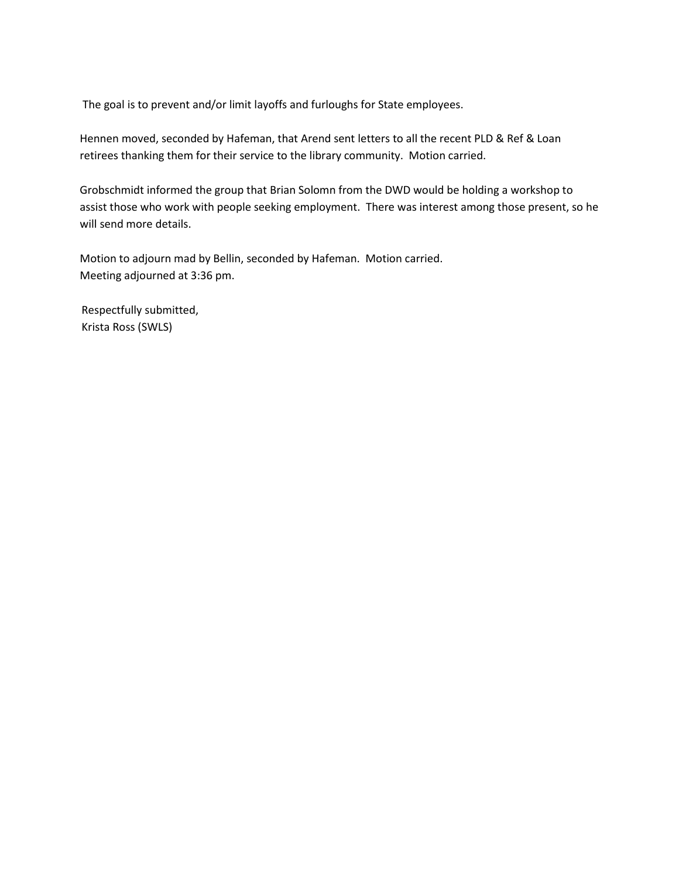The goal is to prevent and/or limit layoffs and furloughs for State employees.

Hennen moved, seconded by Hafeman, that Arend sent letters to all the recent PLD & Ref & Loan retirees thanking them for their service to the library community. Motion carried.

Grobschmidt informed the group that Brian Solomn from the DWD would be holding a workshop to assist those who work with people seeking employment. There was interest among those present, so he will send more details.

Motion to adjourn mad by Bellin, seconded by Hafeman. Motion carried.
Meeting adjourned at 3:36 pm.

Respectfully submitted,
Krista Ross (SWLS)